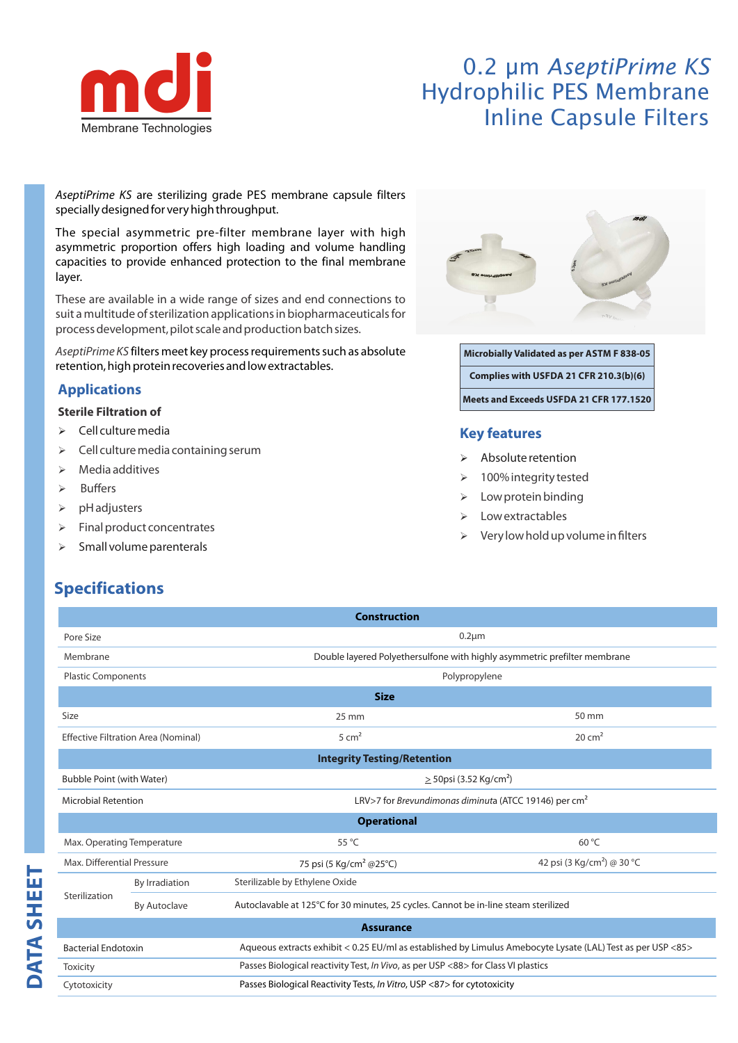# 0.2 μm *AseptiPrime KS* Hydrophilic PES Membrane Inline Capsule Filters

mdi Membrane Technologies

*AseptiPrime KS* are sterilizing grade PES membrane capsule filters specially designed for very high throughput.

The special asymmetric pre-filter membrane layer with high asymmetric proportion offers high loading and volume handling capacities to provide enhanced protection to the final membrane layer.

These are available in a wide range of sizes and end connections to suit a multitude of sterilization applications in biopharmaceuticals for process development, pilot scale and production batch sizes.

*AseptiPrime KS* filters meet key process requirements such as absolute retention, high protein recoveries and low extractables.

| Microbially Validated as per ASTM F 838-05 |
|---|
| Complies with USFDA 21 CFR 210.3(b)(6) |
| Meets and Exceeds USFDA 21 CFR 177.1520 |

## Applications

**Sterile Filtration of**

- Cell culture media
- Cell culture media containing serum
- Media additives
- Buffers
- pH adjusters
- Final product concentrates
- Small volume parenterals

## Key features

- Absolute retention
- 100% integrity tested
- Low protein binding
- Low extractables
- Very low hold up volume in filters

## Specifications

| | | | |
|---|---|---|---|
| **Construction** | | | |
| Pore Size | | 0.2μm | |
| Membrane | | Double layered Polyethersulfone with highly asymmetric prefilter membrane | |
| Plastic Components | | Polypropylene | |
| **Size** | | | |
| Size | | 25 mm | 50 mm |
| Effective Filtration Area (Nominal) | | 5 cm$^2$ | 20 cm$^2$ |
| **Integrity Testing/Retention** | | | |
| Bubble Point (with Water) | | $\geq$ 50psi (3.52 Kg/cm$^2$) | |
| Microbial Retention | | LRV>7 for *Brevundimonas diminuta* (ATCC 19146) per cm$^2$ | |
| **Operational** | | | |
| Max. Operating Temperature | | 55 °C | 60 °C |
| Max. Differential Pressure | | 75 psi (5 Kg/cm$^2$ @25°C) | 42 psi (3 Kg/cm$^2$) @ 30 °C |
| Sterilization | By Irradiation | Sterilizable by Ethylene Oxide | |
| | By Autoclave | Autoclavable at 125°C for 30 minutes, 25 cycles. Cannot be in-line steam sterilized | |
| **Assurance** | | | |
| Bacterial Endotoxin | | Aqueous extracts exhibit < 0.25 EU/ml as established by Limulus Amebocyte Lysate (LAL) Test as per USP <85> | |
| Toxicity | | Passes Biological reactivity Test, *In Vivo*, as per USP <88> for Class VI plastics | |
| Cytotoxicity | | Passes Biological Reactivity Tests, *In Vitro*, USP <87> for cytotoxicity | |

DATA SHEET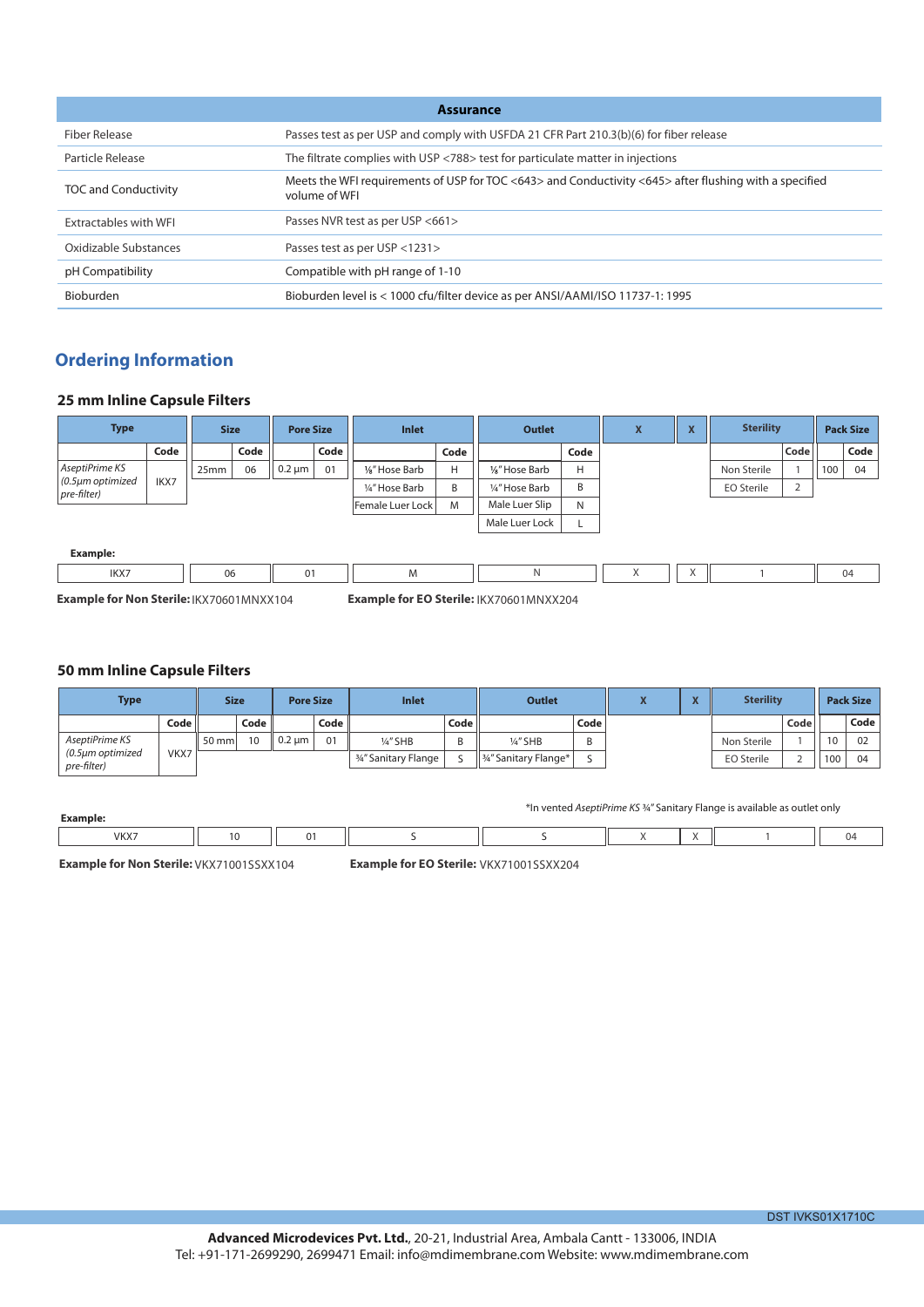| Assurance | |
|---|---|
| Fiber Release | Passes test as per USP and comply with USFDA 21 CFR Part 210.3(b)(6) for fiber release |
| Particle Release | The filtrate complies with USP <788> test for particulate matter in injections |
| TOC and Conductivity | Meets the WFI requirements of USP for TOC <643> and Conductivity <645> after flushing with a specified volume of WFI |
| Extractables with WFI | Passes NVR test as per USP <661> |
| Oxidizable Substances | Passes test as per USP <1231> |
| pH Compatibility | Compatible with pH range of 1-10 |
| Bioburden | Bioburden level is < 1000 cfu/filter device as per ANSI/AAMI/ISO 11737-1: 1995 |

## Ordering Information

### 25 mm Inline Capsule Filters

| Type | | Size | | Pore Size | | Inlet | | Outlet | | X | X | Sterility | | Pack Size | |
|---|---|---|---|---|---|---|---|---|---|---|---|---|---|---|---|
| | Code | | Code | | Code | | Code | | Code | | | | Code | | Code |
| *AseptiPrime KS (0.5µm optimized pre-filter)* | IKX7 | 25mm | 06 | 0.2 µm | 01 | ⅛" Hose Barb | H | ⅛" Hose Barb | H | | | Non Sterile | 1 | 100 | 04 |
| | | | | | | ¼" Hose Barb | B | ¼" Hose Barb | B | | | EO Sterile | 2 | | |
| | | | | | | Female Luer Lock | M | Male Luer Slip | N | | | | | | |
| | | | | | | | | Male Luer Lock | L | | | | | | |

**Example:**

| | | | | | | | | |
|---|---|---|---|---|---|---|---|---|
| IKX7 | 06 | 01 | M | N | X | X | 1 | 04 |

**Example for Non Sterile:** IKX70601MNXX104 **Example for EO Sterile:** IKX70601MNXX204

### 50 mm Inline Capsule Filters

| Type | | Size | | Pore Size | | Inlet | | Outlet | | X | X | Sterility | | Pack Size | |
|---|---|---|---|---|---|---|---|---|---|---|---|---|---|---|---|
| | Code | | Code | | Code | | Code | | Code | | | | Code | | Code |
| *AseptiPrime KS (0.5µm optimized pre-filter)* | VKX7 | 50 mm | 10 | 0.2 µm | 01 | ¼" SHB | B | ¼" SHB | B | | | Non Sterile | 1 | 10 | 02 |
| | | | | | | ¾" Sanitary Flange | S | ¾" Sanitary Flange* | S | | | EO Sterile | 2 | 100 | 04 |

*In vented *AseptiPrime KS* ¾" Sanitary Flange is available as outlet only

**Example:**

| | | | | | | | | |
|---|---|---|---|---|---|---|---|---|
| VKX7 | 10 | 01 | S | S | X | X | 1 | 04 |

**Example for Non Sterile:** VKX71001SSXX104 **Example for EO Sterile:** VKX71001SSXX204

DST IVKS01X1710C

**Advanced Microdevices Pvt. Ltd.**, 20-21, Industrial Area, Ambala Cantt - 133006, INDIA
Tel: +91-171-2699290, 2699471 Email: info@mdimembrane.com Website: www.mdimembrane.com